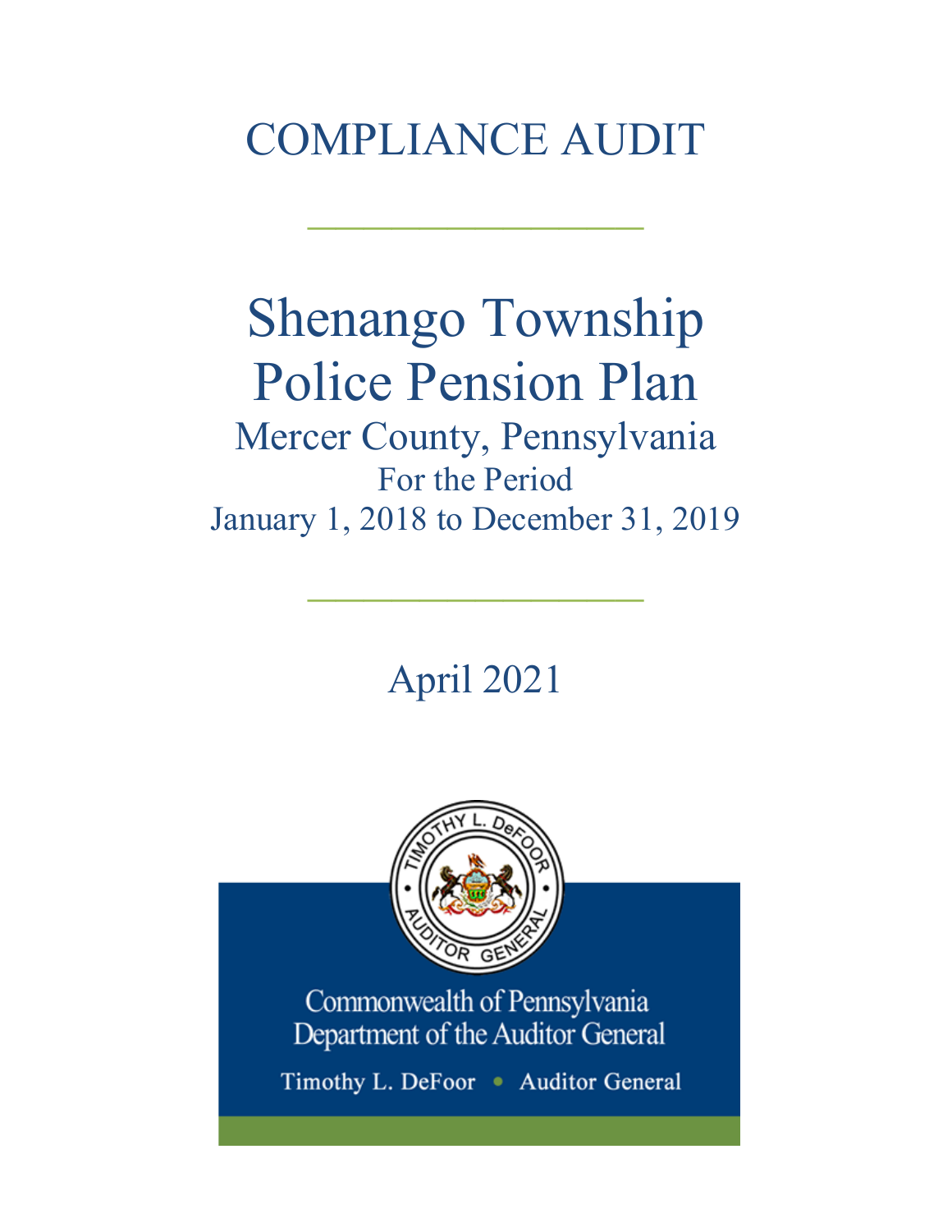# COMPLIANCE AUDIT

---

# Shenango Township Police Pension Plan

## Mercer County, Pennsylvania

For the Period

January 1, 2018 to December 31, 2019

---

April 2021

Commonwealth of Pennsylvania
Department of the Auditor General

Timothy L. DeFoor • Auditor General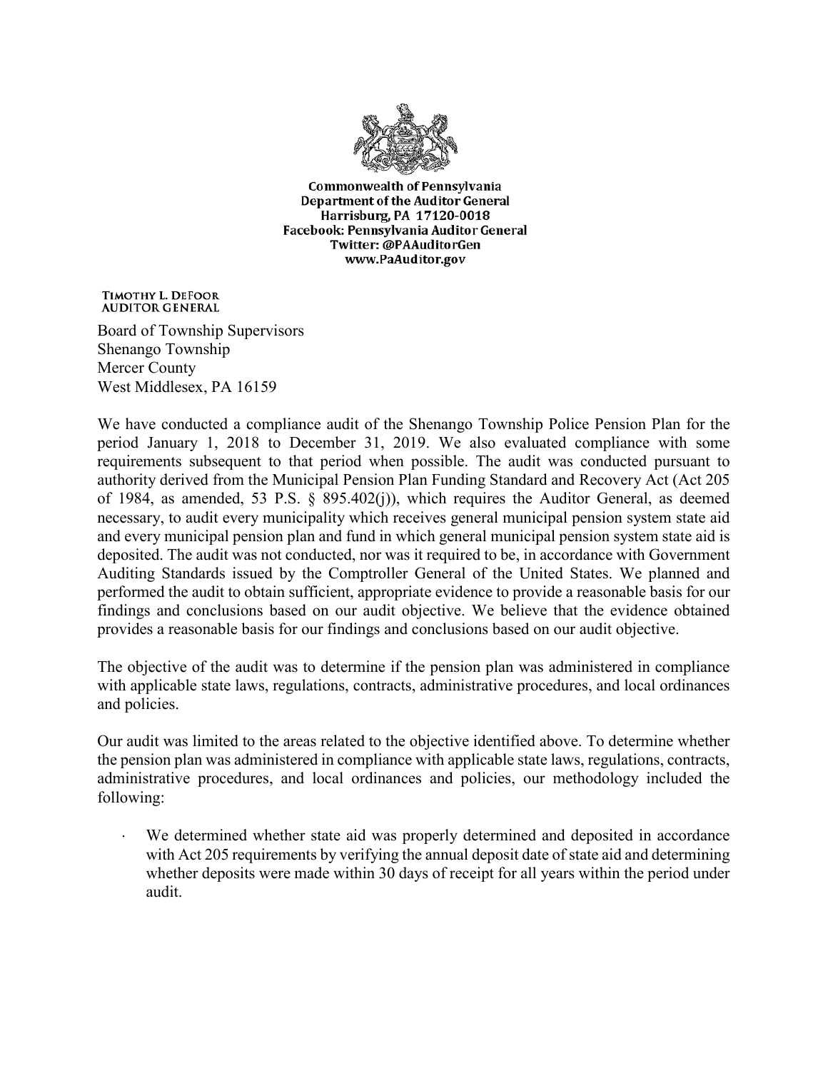Commonwealth of Pennsylvania
Department of the Auditor General
Harrisburg, PA 17120-0018
Facebook: Pennsylvania Auditor General
Twitter: @PAAuditorGen
www.PaAuditor.gov

TIMOTHY L. DEFOOR
AUDITOR GENERAL

Board of Township Supervisors
Shenango Township
Mercer County
West Middlesex, PA 16159

We have conducted a compliance audit of the Shenango Township Police Pension Plan for the period January 1, 2018 to December 31, 2019. We also evaluated compliance with some requirements subsequent to that period when possible. The audit was conducted pursuant to authority derived from the Municipal Pension Plan Funding Standard and Recovery Act (Act 205 of 1984, as amended, 53 P.S. § 895.402(j)), which requires the Auditor General, as deemed necessary, to audit every municipality which receives general municipal pension system state aid and every municipal pension plan and fund in which general municipal pension system state aid is deposited. The audit was not conducted, nor was it required to be, in accordance with Government Auditing Standards issued by the Comptroller General of the United States. We planned and performed the audit to obtain sufficient, appropriate evidence to provide a reasonable basis for our findings and conclusions based on our audit objective. We believe that the evidence obtained provides a reasonable basis for our findings and conclusions based on our audit objective.

The objective of the audit was to determine if the pension plan was administered in compliance with applicable state laws, regulations, contracts, administrative procedures, and local ordinances and policies.

Our audit was limited to the areas related to the objective identified above. To determine whether the pension plan was administered in compliance with applicable state laws, regulations, contracts, administrative procedures, and local ordinances and policies, our methodology included the following:

- We determined whether state aid was properly determined and deposited in accordance with Act 205 requirements by verifying the annual deposit date of state aid and determining whether deposits were made within 30 days of receipt for all years within the period under audit.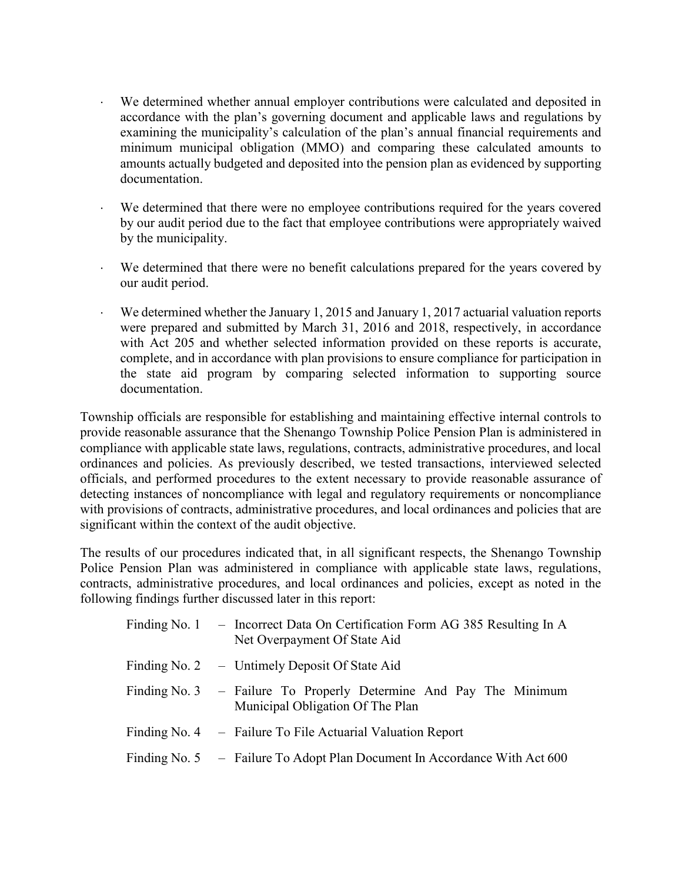- We determined whether annual employer contributions were calculated and deposited in accordance with the plan's governing document and applicable laws and regulations by examining the municipality's calculation of the plan's annual financial requirements and minimum municipal obligation (MMO) and comparing these calculated amounts to amounts actually budgeted and deposited into the pension plan as evidenced by supporting documentation.

- We determined that there were no employee contributions required for the years covered by our audit period due to the fact that employee contributions were appropriately waived by the municipality.

- We determined that there were no benefit calculations prepared for the years covered by our audit period.

- We determined whether the January 1, 2015 and January 1, 2017 actuarial valuation reports were prepared and submitted by March 31, 2016 and 2018, respectively, in accordance with Act 205 and whether selected information provided on these reports is accurate, complete, and in accordance with plan provisions to ensure compliance for participation in the state aid program by comparing selected information to supporting source documentation.

Township officials are responsible for establishing and maintaining effective internal controls to provide reasonable assurance that the Shenango Township Police Pension Plan is administered in compliance with applicable state laws, regulations, contracts, administrative procedures, and local ordinances and policies. As previously described, we tested transactions, interviewed selected officials, and performed procedures to the extent necessary to provide reasonable assurance of detecting instances of noncompliance with legal and regulatory requirements or noncompliance with provisions of contracts, administrative procedures, and local ordinances and policies that are significant within the context of the audit objective.

The results of our procedures indicated that, in all significant respects, the Shenango Township Police Pension Plan was administered in compliance with applicable state laws, regulations, contracts, administrative procedures, and local ordinances and policies, except as noted in the following findings further discussed later in this report:

Finding No. 1 – Incorrect Data On Certification Form AG 385 Resulting In A Net Overpayment Of State Aid

Finding No. 2 – Untimely Deposit Of State Aid

Finding No. 3 – Failure To Properly Determine And Pay The Minimum Municipal Obligation Of The Plan

Finding No. 4 – Failure To File Actuarial Valuation Report

Finding No. 5 – Failure To Adopt Plan Document In Accordance With Act 600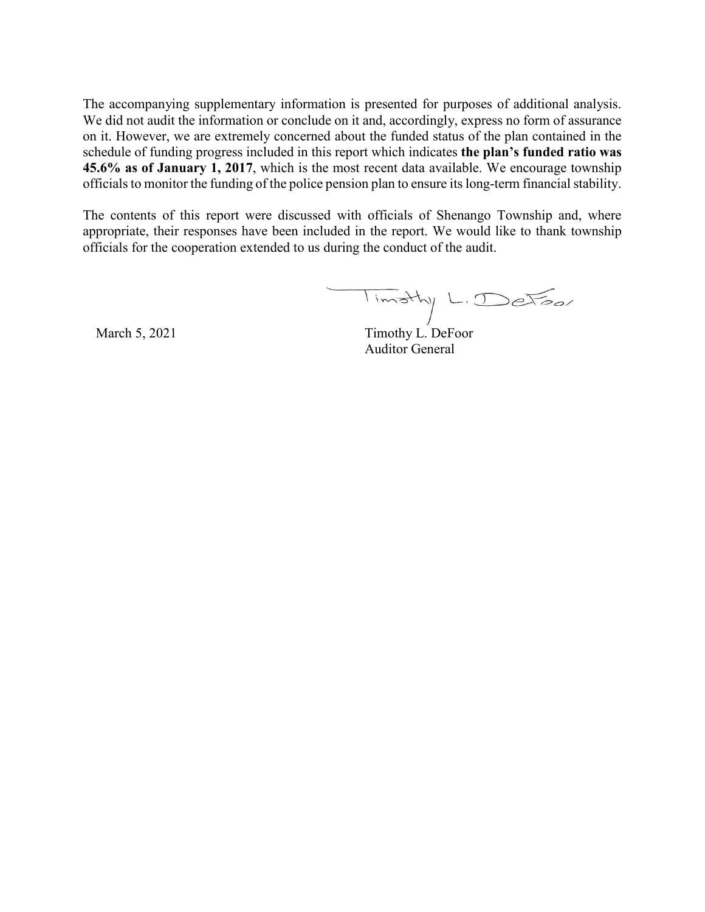The accompanying supplementary information is presented for purposes of additional analysis. We did not audit the information or conclude on it and, accordingly, express no form of assurance on it. However, we are extremely concerned about the funded status of the plan contained in the schedule of funding progress included in this report which indicates **the plan's funded ratio was 45.6% as of January 1, 2017**, which is the most recent data available. We encourage township officials to monitor the funding of the police pension plan to ensure its long-term financial stability.

The contents of this report were discussed with officials of Shenango Township and, where appropriate, their responses have been included in the report. We would like to thank township officials for the cooperation extended to us during the conduct of the audit.

March 5, 2021

Timothy L. DeFoor
Auditor General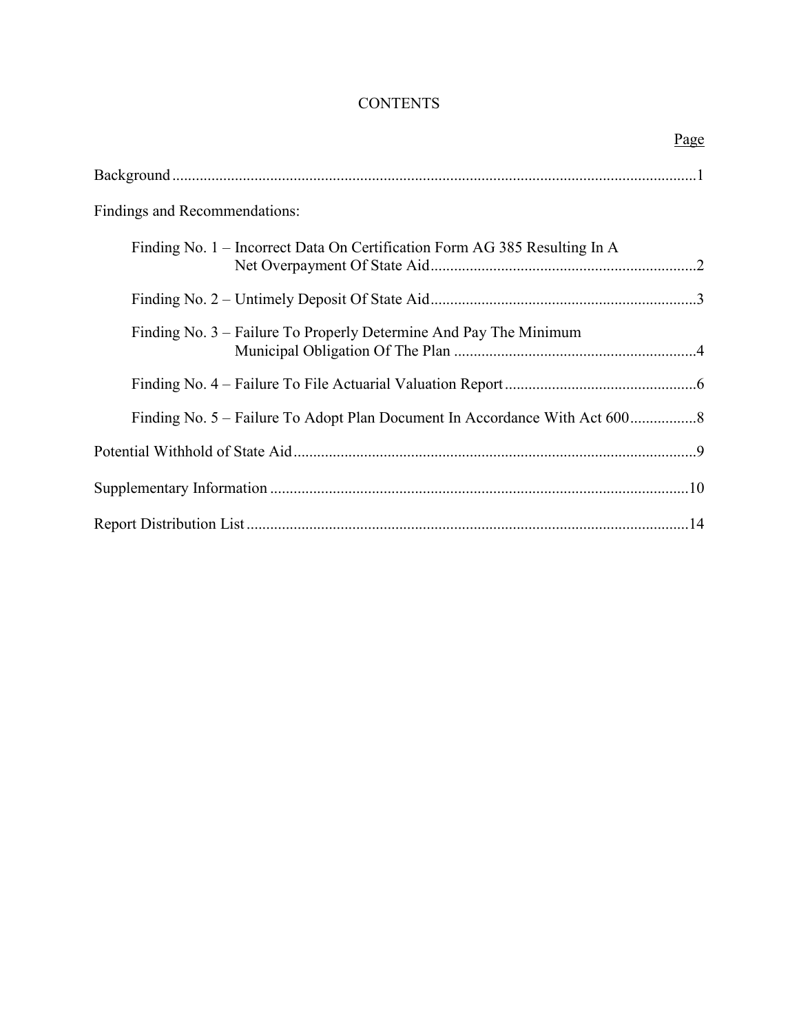# CONTENTS

| | Page |
|---|---|
| Background | 1 |
| Findings and Recommendations: | |
| Finding No. 1 – Incorrect Data On Certification Form AG 385 Resulting In A Net Overpayment Of State Aid | 2 |
| Finding No. 2 – Untimely Deposit Of State Aid | 3 |
| Finding No. 3 – Failure To Properly Determine And Pay The Minimum Municipal Obligation Of The Plan | 4 |
| Finding No. 4 – Failure To File Actuarial Valuation Report | 6 |
| Finding No. 5 – Failure To Adopt Plan Document In Accordance With Act 600 | 8 |
| Potential Withhold of State Aid | 9 |
| Supplementary Information | 10 |
| Report Distribution List | 14 |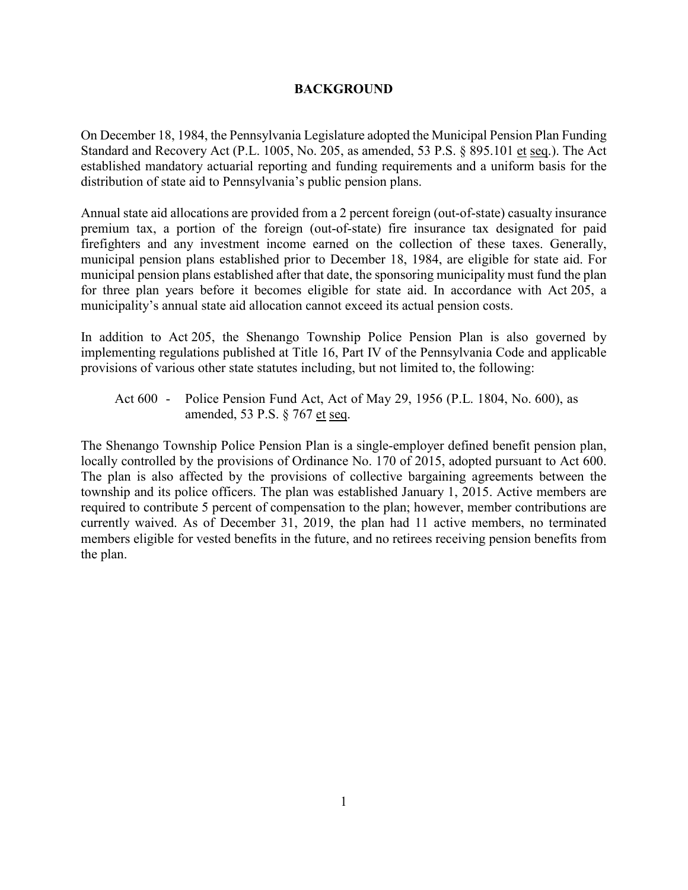# BACKGROUND

On December 18, 1984, the Pennsylvania Legislature adopted the Municipal Pension Plan Funding Standard and Recovery Act (P.L. 1005, No. 205, as amended, 53 P.S. § 895.101 et seq.). The Act established mandatory actuarial reporting and funding requirements and a uniform basis for the distribution of state aid to Pennsylvania's public pension plans.

Annual state aid allocations are provided from a 2 percent foreign (out-of-state) casualty insurance premium tax, a portion of the foreign (out-of-state) fire insurance tax designated for paid firefighters and any investment income earned on the collection of these taxes. Generally, municipal pension plans established prior to December 18, 1984, are eligible for state aid. For municipal pension plans established after that date, the sponsoring municipality must fund the plan for three plan years before it becomes eligible for state aid. In accordance with Act 205, a municipality's annual state aid allocation cannot exceed its actual pension costs.

In addition to Act 205, the Shenango Township Police Pension Plan is also governed by implementing regulations published at Title 16, Part IV of the Pennsylvania Code and applicable provisions of various other state statutes including, but not limited to, the following:

Act 600 - Police Pension Fund Act, Act of May 29, 1956 (P.L. 1804, No. 600), as amended, 53 P.S. § 767 et seq.

The Shenango Township Police Pension Plan is a single-employer defined benefit pension plan, locally controlled by the provisions of Ordinance No. 170 of 2015, adopted pursuant to Act 600. The plan is also affected by the provisions of collective bargaining agreements between the township and its police officers. The plan was established January 1, 2015. Active members are required to contribute 5 percent of compensation to the plan; however, member contributions are currently waived. As of December 31, 2019, the plan had 11 active members, no terminated members eligible for vested benefits in the future, and no retirees receiving pension benefits from the plan.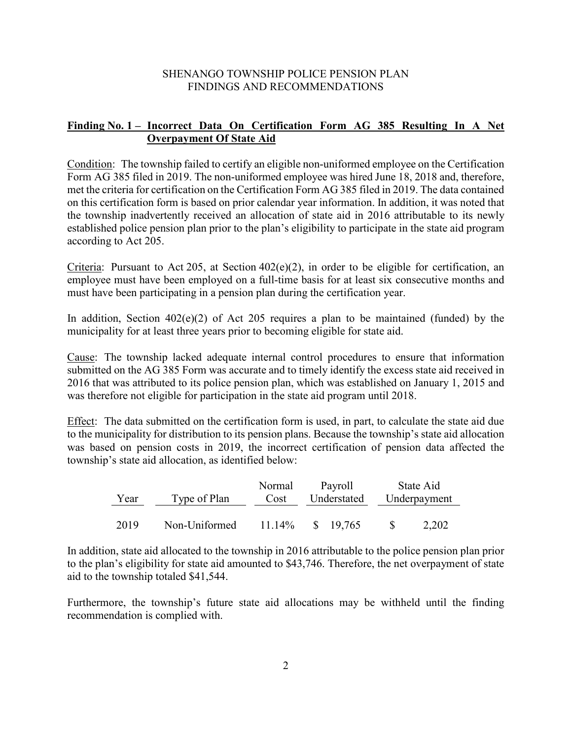SHENANGO TOWNSHIP POLICE PENSION PLAN
FINDINGS AND RECOMMENDATIONS

**Finding No. 1 – Incorrect Data On Certification Form AG 385 Resulting In A Net Overpayment Of State Aid**

Condition: The township failed to certify an eligible non-uniformed employee on the Certification Form AG 385 filed in 2019. The non-uniformed employee was hired June 18, 2018 and, therefore, met the criteria for certification on the Certification Form AG 385 filed in 2019. The data contained on this certification form is based on prior calendar year information. In addition, it was noted that the township inadvertently received an allocation of state aid in 2016 attributable to its newly established police pension plan prior to the plan's eligibility to participate in the state aid program according to Act 205.

Criteria: Pursuant to Act 205, at Section 402(e)(2), in order to be eligible for certification, an employee must have been employed on a full-time basis for at least six consecutive months and must have been participating in a pension plan during the certification year.

In addition, Section 402(e)(2) of Act 205 requires a plan to be maintained (funded) by the municipality for at least three years prior to becoming eligible for state aid.

Cause: The township lacked adequate internal control procedures to ensure that information submitted on the AG 385 Form was accurate and to timely identify the excess state aid received in 2016 that was attributed to its police pension plan, which was established on January 1, 2015 and was therefore not eligible for participation in the state aid program until 2018.

Effect: The data submitted on the certification form is used, in part, to calculate the state aid due to the municipality for distribution to its pension plans. Because the township's state aid allocation was based on pension costs in 2019, the incorrect certification of pension data affected the township's state aid allocation, as identified below:

| Year | Type of Plan | Normal Cost | Payroll Understated | State Aid Underpayment |
|---|---|---|---|---|
| 2019 | Non-Uniformed | 11.14% | $ 19,765 | $ 2,202 |

In addition, state aid allocated to the township in 2016 attributable to the police pension plan prior to the plan's eligibility for state aid amounted to $43,746. Therefore, the net overpayment of state aid to the township totaled $41,544.

Furthermore, the township's future state aid allocations may be withheld until the finding recommendation is complied with.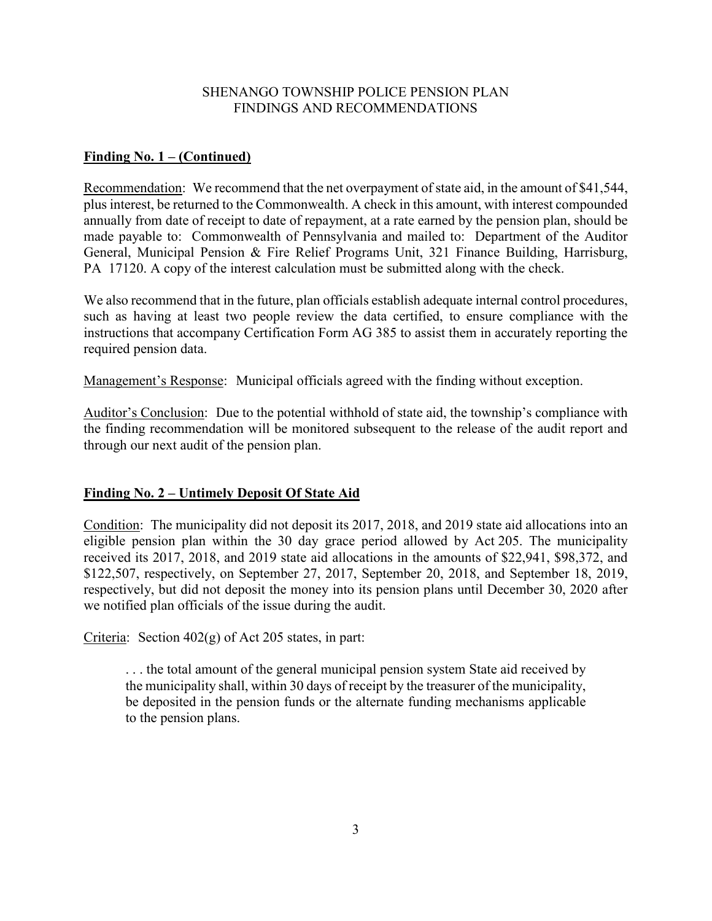SHENANGO TOWNSHIP POLICE PENSION PLAN
FINDINGS AND RECOMMENDATIONS

**Finding No. 1 – (Continued)**

Recommendation: We recommend that the net overpayment of state aid, in the amount of $41,544, plus interest, be returned to the Commonwealth. A check in this amount, with interest compounded annually from date of receipt to date of repayment, at a rate earned by the pension plan, should be made payable to: Commonwealth of Pennsylvania and mailed to: Department of the Auditor General, Municipal Pension & Fire Relief Programs Unit, 321 Finance Building, Harrisburg, PA 17120. A copy of the interest calculation must be submitted along with the check.

We also recommend that in the future, plan officials establish adequate internal control procedures, such as having at least two people review the data certified, to ensure compliance with the instructions that accompany Certification Form AG 385 to assist them in accurately reporting the required pension data.

Management's Response: Municipal officials agreed with the finding without exception.

Auditor's Conclusion: Due to the potential withhold of state aid, the township's compliance with the finding recommendation will be monitored subsequent to the release of the audit report and through our next audit of the pension plan.

**Finding No. 2 – Untimely Deposit Of State Aid**

Condition: The municipality did not deposit its 2017, 2018, and 2019 state aid allocations into an eligible pension plan within the 30 day grace period allowed by Act 205. The municipality received its 2017, 2018, and 2019 state aid allocations in the amounts of $22,941, $98,372, and $122,507, respectively, on September 27, 2017, September 20, 2018, and September 18, 2019, respectively, but did not deposit the money into its pension plans until December 30, 2020 after we notified plan officials of the issue during the audit.

Criteria: Section 402(g) of Act 205 states, in part:

> . . . the total amount of the general municipal pension system State aid received by the municipality shall, within 30 days of receipt by the treasurer of the municipality, be deposited in the pension funds or the alternate funding mechanisms applicable to the pension plans.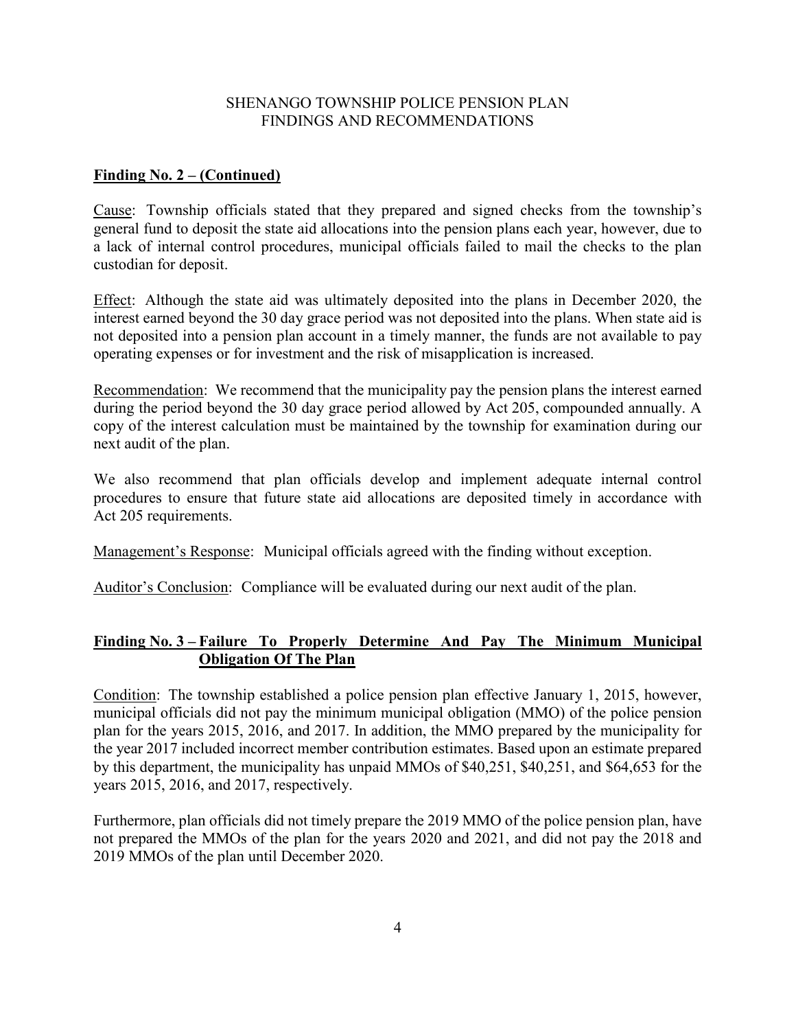### Finding No. 2 – (Continued)

Cause: Township officials stated that they prepared and signed checks from the township's general fund to deposit the state aid allocations into the pension plans each year, however, due to a lack of internal control procedures, municipal officials failed to mail the checks to the plan custodian for deposit.

Effect: Although the state aid was ultimately deposited into the plans in December 2020, the interest earned beyond the 30 day grace period was not deposited into the plans. When state aid is not deposited into a pension plan account in a timely manner, the funds are not available to pay operating expenses or for investment and the risk of misapplication is increased.

Recommendation: We recommend that the municipality pay the pension plans the interest earned during the period beyond the 30 day grace period allowed by Act 205, compounded annually. A copy of the interest calculation must be maintained by the township for examination during our next audit of the plan.

We also recommend that plan officials develop and implement adequate internal control procedures to ensure that future state aid allocations are deposited timely in accordance with Act 205 requirements.

Management's Response: Municipal officials agreed with the finding without exception.

Auditor's Conclusion: Compliance will be evaluated during our next audit of the plan.

### Finding No. 3 – Failure To Properly Determine And Pay The Minimum Municipal Obligation Of The Plan

Condition: The township established a police pension plan effective January 1, 2015, however, municipal officials did not pay the minimum municipal obligation (MMO) of the police pension plan for the years 2015, 2016, and 2017. In addition, the MMO prepared by the municipality for the year 2017 included incorrect member contribution estimates. Based upon an estimate prepared by this department, the municipality has unpaid MMOs of $40,251, $40,251, and $64,653 for the years 2015, 2016, and 2017, respectively.

Furthermore, plan officials did not timely prepare the 2019 MMO of the police pension plan, have not prepared the MMOs of the plan for the years 2020 and 2021, and did not pay the 2018 and 2019 MMOs of the plan until December 2020.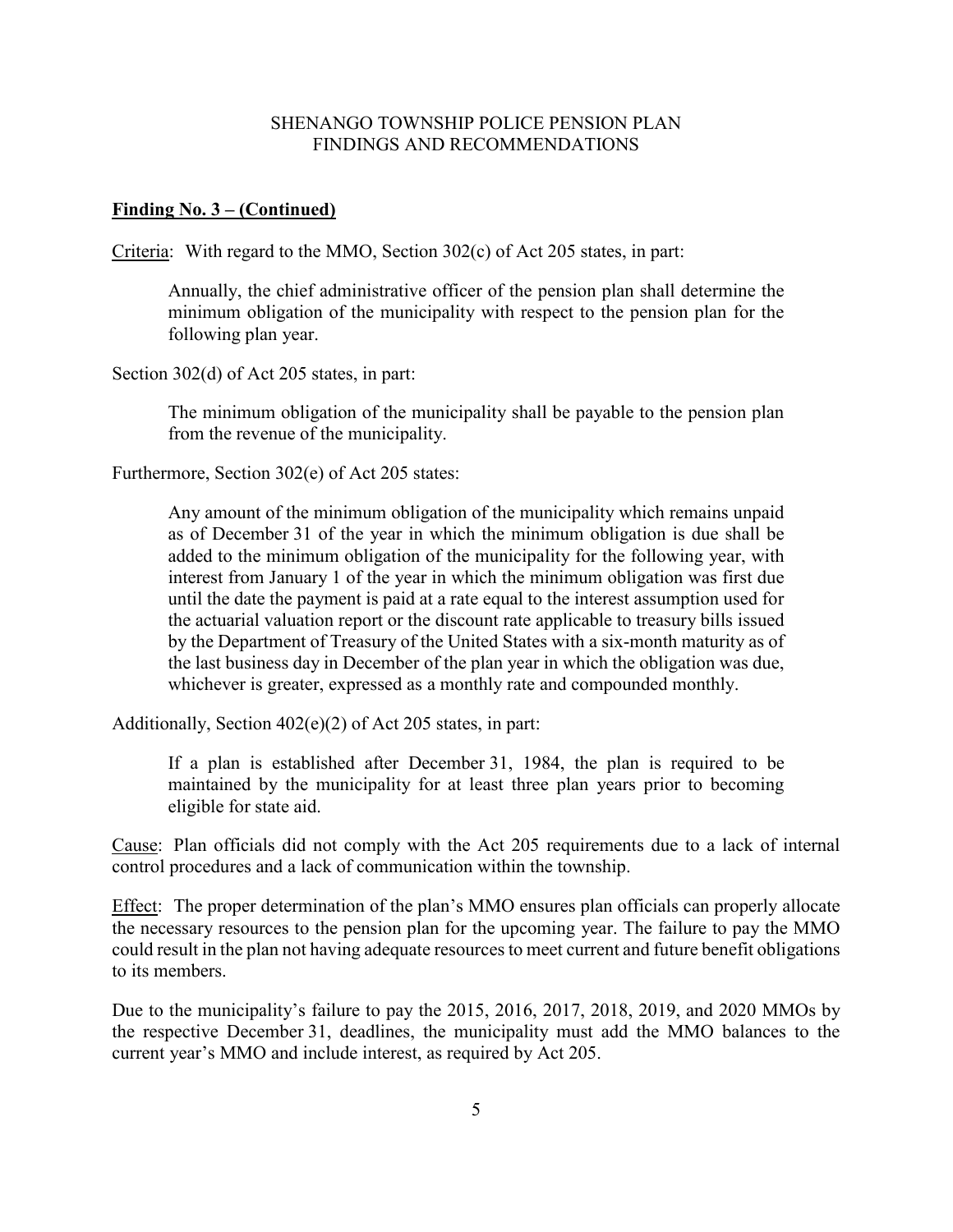**Finding No. 3 – (Continued)**

Criteria: With regard to the MMO, Section 302(c) of Act 205 states, in part:

> Annually, the chief administrative officer of the pension plan shall determine the minimum obligation of the municipality with respect to the pension plan for the following plan year.

Section 302(d) of Act 205 states, in part:

> The minimum obligation of the municipality shall be payable to the pension plan from the revenue of the municipality.

Furthermore, Section 302(e) of Act 205 states:

> Any amount of the minimum obligation of the municipality which remains unpaid as of December 31 of the year in which the minimum obligation is due shall be added to the minimum obligation of the municipality for the following year, with interest from January 1 of the year in which the minimum obligation was first due until the date the payment is paid at a rate equal to the interest assumption used for the actuarial valuation report or the discount rate applicable to treasury bills issued by the Department of Treasury of the United States with a six-month maturity as of the last business day in December of the plan year in which the obligation was due, whichever is greater, expressed as a monthly rate and compounded monthly.

Additionally, Section 402(e)(2) of Act 205 states, in part:

> If a plan is established after December 31, 1984, the plan is required to be maintained by the municipality for at least three plan years prior to becoming eligible for state aid.

Cause: Plan officials did not comply with the Act 205 requirements due to a lack of internal control procedures and a lack of communication within the township.

Effect: The proper determination of the plan's MMO ensures plan officials can properly allocate the necessary resources to the pension plan for the upcoming year. The failure to pay the MMO could result in the plan not having adequate resources to meet current and future benefit obligations to its members.

Due to the municipality's failure to pay the 2015, 2016, 2017, 2018, 2019, and 2020 MMOs by the respective December 31, deadlines, the municipality must add the MMO balances to the current year's MMO and include interest, as required by Act 205.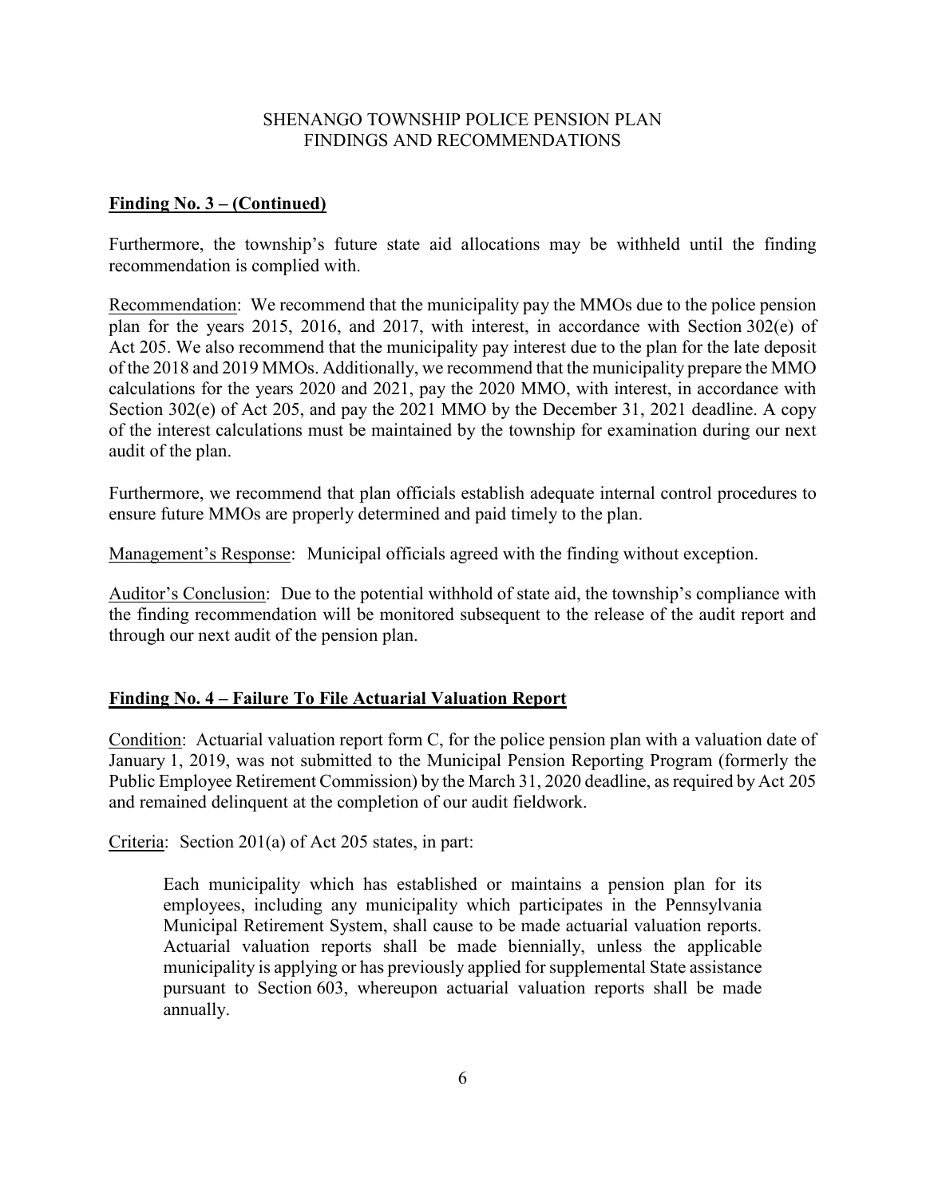## Finding No. 3 – (Continued)

Furthermore, the township's future state aid allocations may be withheld until the finding recommendation is complied with.

Recommendation: We recommend that the municipality pay the MMOs due to the police pension plan for the years 2015, 2016, and 2017, with interest, in accordance with Section 302(e) of Act 205. We also recommend that the municipality pay interest due to the plan for the late deposit of the 2018 and 2019 MMOs. Additionally, we recommend that the municipality prepare the MMO calculations for the years 2020 and 2021, pay the 2020 MMO, with interest, in accordance with Section 302(e) of Act 205, and pay the 2021 MMO by the December 31, 2021 deadline. A copy of the interest calculations must be maintained by the township for examination during our next audit of the plan.

Furthermore, we recommend that plan officials establish adequate internal control procedures to ensure future MMOs are properly determined and paid timely to the plan.

Management's Response: Municipal officials agreed with the finding without exception.

Auditor's Conclusion: Due to the potential withhold of state aid, the township's compliance with the finding recommendation will be monitored subsequent to the release of the audit report and through our next audit of the pension plan.

## Finding No. 4 – Failure To File Actuarial Valuation Report

Condition: Actuarial valuation report form C, for the police pension plan with a valuation date of January 1, 2019, was not submitted to the Municipal Pension Reporting Program (formerly the Public Employee Retirement Commission) by the March 31, 2020 deadline, as required by Act 205 and remained delinquent at the completion of our audit fieldwork.

Criteria: Section 201(a) of Act 205 states, in part:

> Each municipality which has established or maintains a pension plan for its employees, including any municipality which participates in the Pennsylvania Municipal Retirement System, shall cause to be made actuarial valuation reports. Actuarial valuation reports shall be made biennially, unless the applicable municipality is applying or has previously applied for supplemental State assistance pursuant to Section 603, whereupon actuarial valuation reports shall be made annually.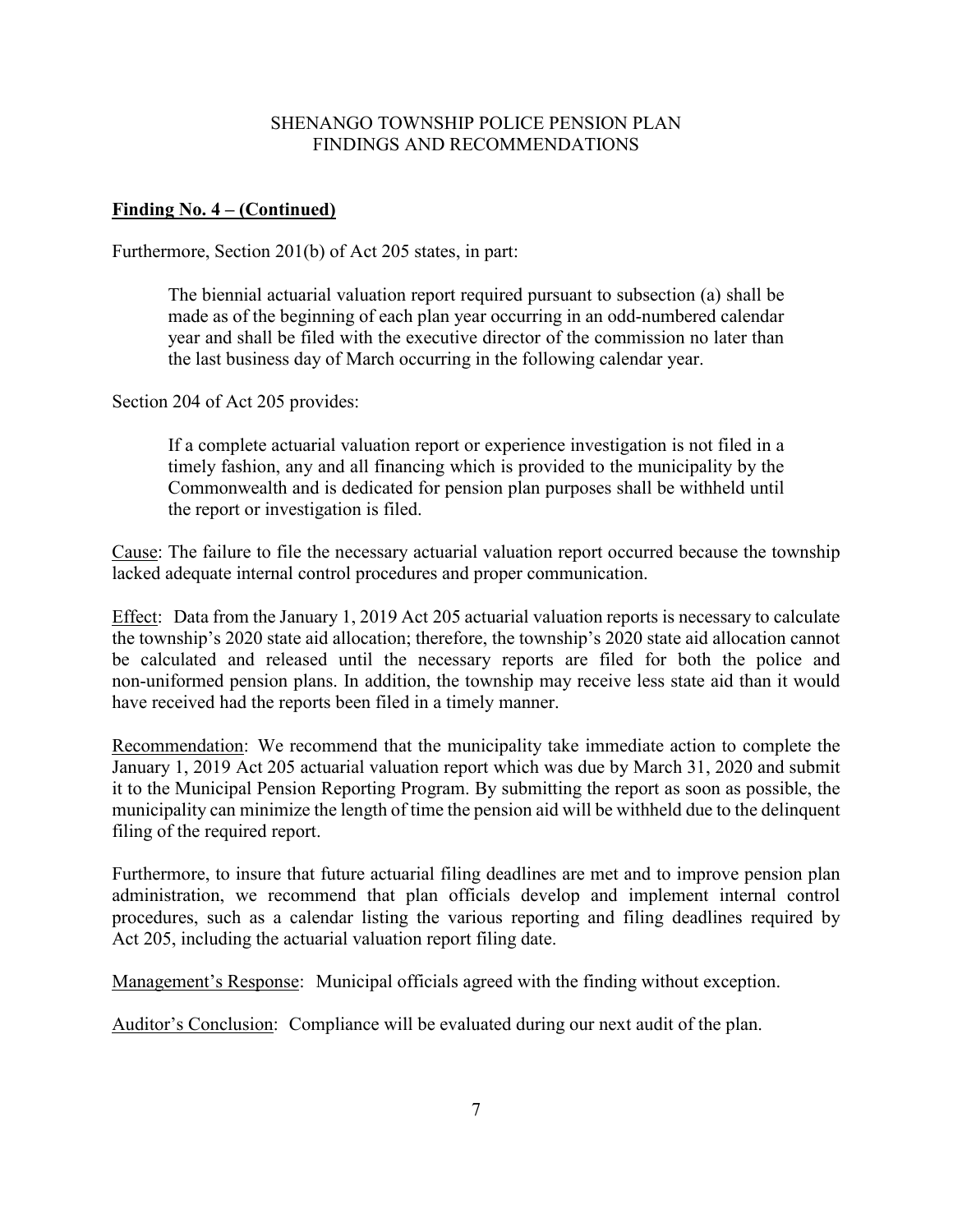**Finding No. 4 – (Continued)**

Furthermore, Section 201(b) of Act 205 states, in part:

> The biennial actuarial valuation report required pursuant to subsection (a) shall be made as of the beginning of each plan year occurring in an odd-numbered calendar year and shall be filed with the executive director of the commission no later than the last business day of March occurring in the following calendar year.

Section 204 of Act 205 provides:

> If a complete actuarial valuation report or experience investigation is not filed in a timely fashion, any and all financing which is provided to the municipality by the Commonwealth and is dedicated for pension plan purposes shall be withheld until the report or investigation is filed.

Cause: The failure to file the necessary actuarial valuation report occurred because the township lacked adequate internal control procedures and proper communication.

Effect: Data from the January 1, 2019 Act 205 actuarial valuation reports is necessary to calculate the township's 2020 state aid allocation; therefore, the township's 2020 state aid allocation cannot be calculated and released until the necessary reports are filed for both the police and non-uniformed pension plans. In addition, the township may receive less state aid than it would have received had the reports been filed in a timely manner.

Recommendation: We recommend that the municipality take immediate action to complete the January 1, 2019 Act 205 actuarial valuation report which was due by March 31, 2020 and submit it to the Municipal Pension Reporting Program. By submitting the report as soon as possible, the municipality can minimize the length of time the pension aid will be withheld due to the delinquent filing of the required report.

Furthermore, to insure that future actuarial filing deadlines are met and to improve pension plan administration, we recommend that plan officials develop and implement internal control procedures, such as a calendar listing the various reporting and filing deadlines required by Act 205, including the actuarial valuation report filing date.

Management's Response: Municipal officials agreed with the finding without exception.

Auditor's Conclusion: Compliance will be evaluated during our next audit of the plan.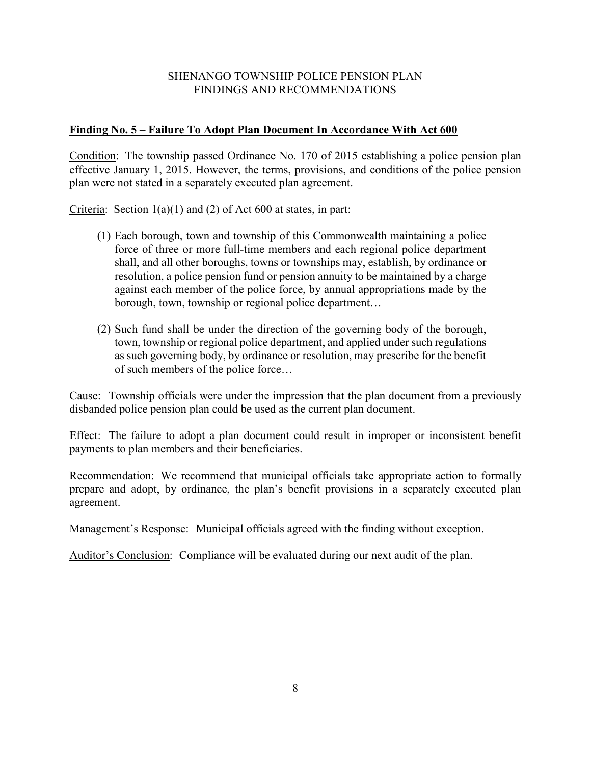SHENANGO TOWNSHIP POLICE PENSION PLAN
FINDINGS AND RECOMMENDATIONS

**Finding No. 5 – Failure To Adopt Plan Document In Accordance With Act 600**

Condition: The township passed Ordinance No. 170 of 2015 establishing a police pension plan effective January 1, 2015. However, the terms, provisions, and conditions of the police pension plan were not stated in a separately executed plan agreement.

Criteria: Section 1(a)(1) and (2) of Act 600 at states, in part:

> (1) Each borough, town and township of this Commonwealth maintaining a police force of three or more full-time members and each regional police department shall, and all other boroughs, towns or townships may, establish, by ordinance or resolution, a police pension fund or pension annuity to be maintained by a charge against each member of the police force, by annual appropriations made by the borough, town, township or regional police department…
>
> (2) Such fund shall be under the direction of the governing body of the borough, town, township or regional police department, and applied under such regulations as such governing body, by ordinance or resolution, may prescribe for the benefit of such members of the police force…

Cause: Township officials were under the impression that the plan document from a previously disbanded police pension plan could be used as the current plan document.

Effect: The failure to adopt a plan document could result in improper or inconsistent benefit payments to plan members and their beneficiaries.

Recommendation: We recommend that municipal officials take appropriate action to formally prepare and adopt, by ordinance, the plan's benefit provisions in a separately executed plan agreement.

Management's Response: Municipal officials agreed with the finding without exception.

Auditor's Conclusion: Compliance will be evaluated during our next audit of the plan.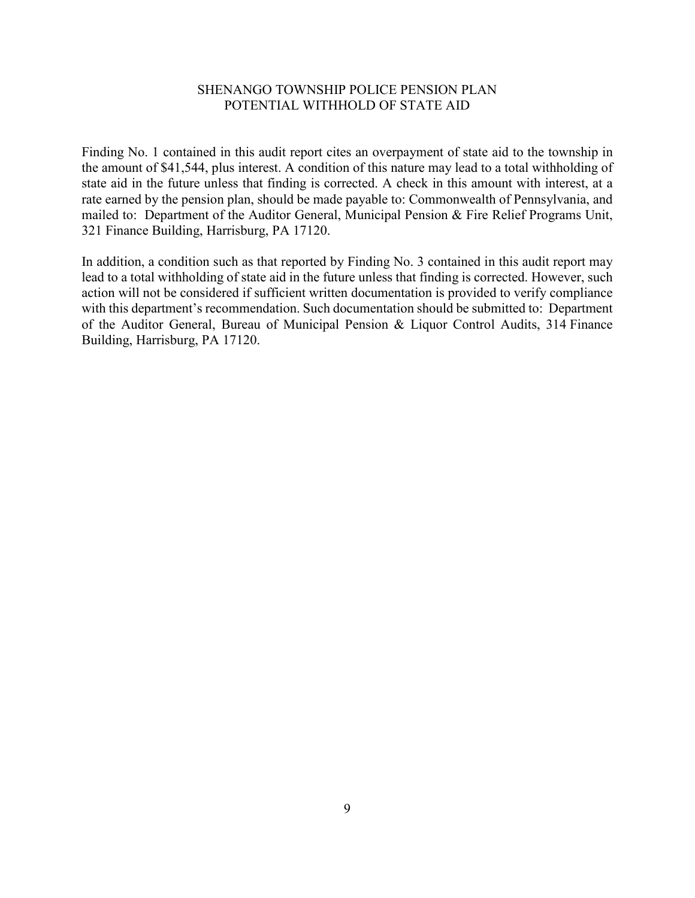# SHENANGO TOWNSHIP POLICE PENSION PLAN
## POTENTIAL WITHHOLD OF STATE AID

Finding No. 1 contained in this audit report cites an overpayment of state aid to the township in the amount of $41,544, plus interest. A condition of this nature may lead to a total withholding of state aid in the future unless that finding is corrected. A check in this amount with interest, at a rate earned by the pension plan, should be made payable to: Commonwealth of Pennsylvania, and mailed to: Department of the Auditor General, Municipal Pension & Fire Relief Programs Unit, 321 Finance Building, Harrisburg, PA 17120.

In addition, a condition such as that reported by Finding No. 3 contained in this audit report may lead to a total withholding of state aid in the future unless that finding is corrected. However, such action will not be considered if sufficient written documentation is provided to verify compliance with this department's recommendation. Such documentation should be submitted to: Department of the Auditor General, Bureau of Municipal Pension & Liquor Control Audits, 314 Finance Building, Harrisburg, PA 17120.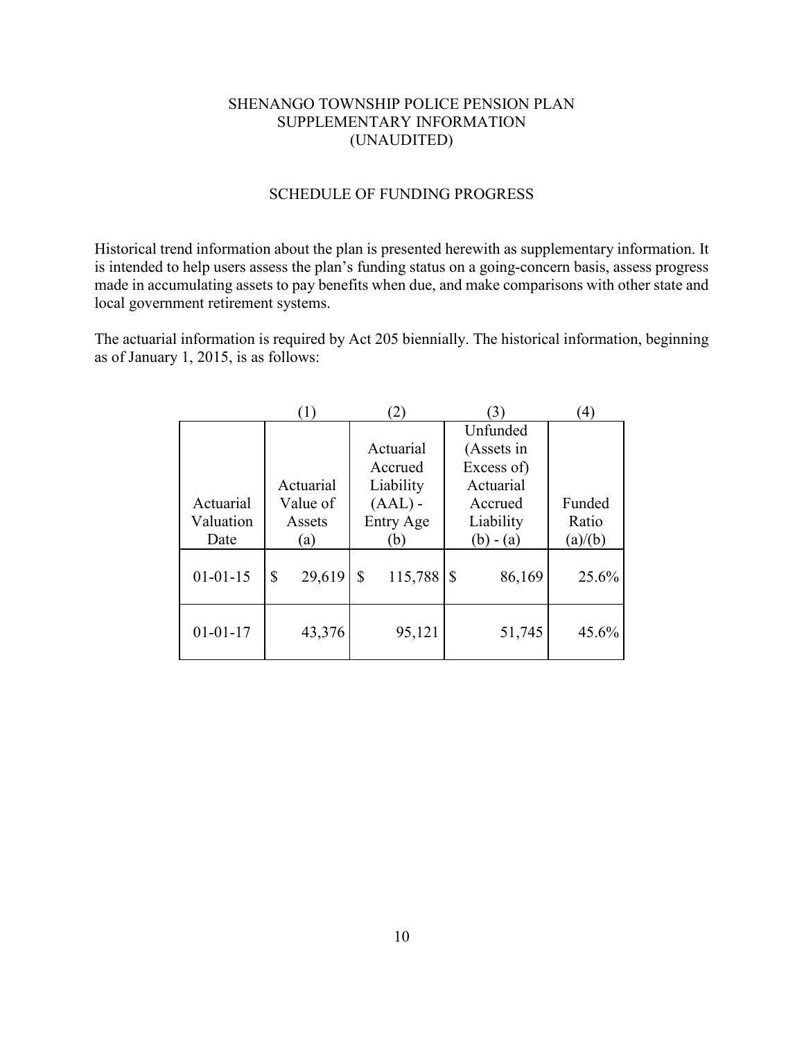# SHENANGO TOWNSHIP POLICE PENSION PLAN
## SUPPLEMENTARY INFORMATION
## (UNAUDITED)

### SCHEDULE OF FUNDING PROGRESS

Historical trend information about the plan is presented herewith as supplementary information. It is intended to help users assess the plan's funding status on a going-concern basis, assess progress made in accumulating assets to pay benefits when due, and make comparisons with other state and local government retirement systems.

The actuarial information is required by Act 205 biennially. The historical information, beginning as of January 1, 2015, is as follows:

| | (1) | (2) | (3) | (4) |
|---|---|---|---|---|
| Actuarial Valuation Date | Actuarial Value of Assets (a) | Actuarial Accrued Liability (AAL) - Entry Age (b) | Unfunded (Assets in Excess of) Actuarial Accrued Liability (b) - (a) | Funded Ratio (a)/(b) |
| 01-01-15 | $ 29,619 | $ 115,788 | $ 86,169 | 25.6% |
| 01-01-17 | 43,376 | 95,121 | 51,745 | 45.6% |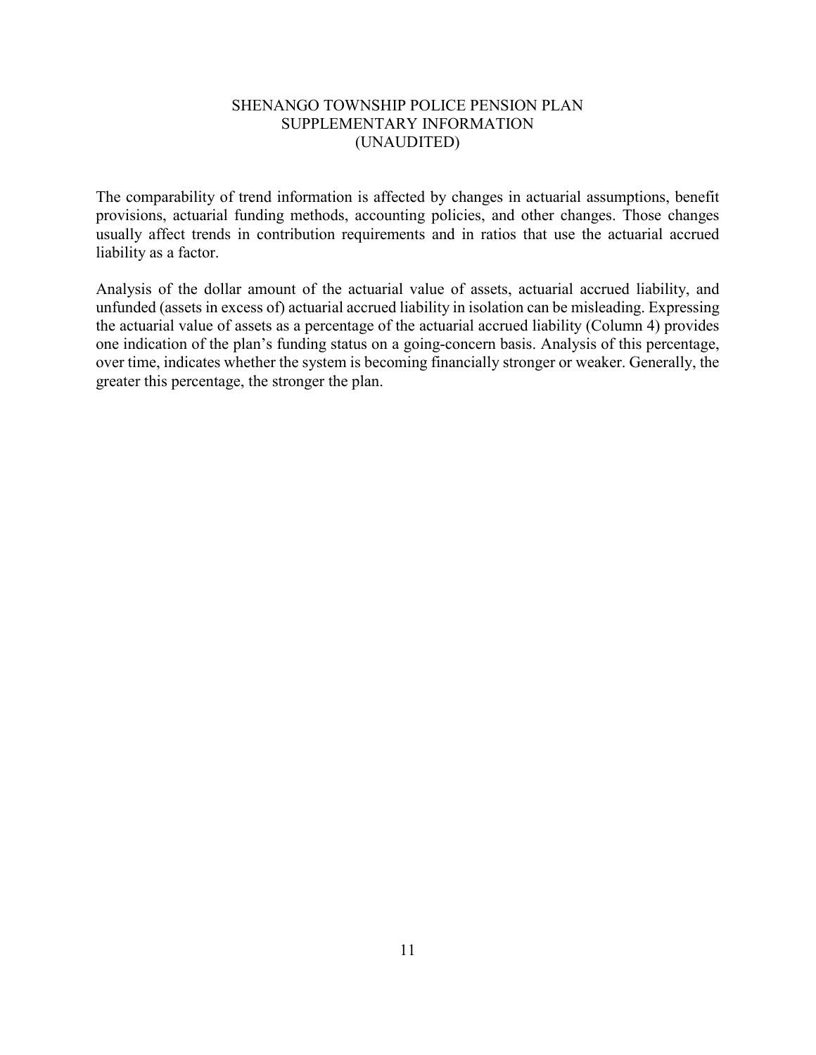# SHENANGO TOWNSHIP POLICE PENSION PLAN
## SUPPLEMENTARY INFORMATION
## (UNAUDITED)

The comparability of trend information is affected by changes in actuarial assumptions, benefit provisions, actuarial funding methods, accounting policies, and other changes. Those changes usually affect trends in contribution requirements and in ratios that use the actuarial accrued liability as a factor.

Analysis of the dollar amount of the actuarial value of assets, actuarial accrued liability, and unfunded (assets in excess of) actuarial accrued liability in isolation can be misleading. Expressing the actuarial value of assets as a percentage of the actuarial accrued liability (Column 4) provides one indication of the plan's funding status on a going-concern basis. Analysis of this percentage, over time, indicates whether the system is becoming financially stronger or weaker. Generally, the greater this percentage, the stronger the plan.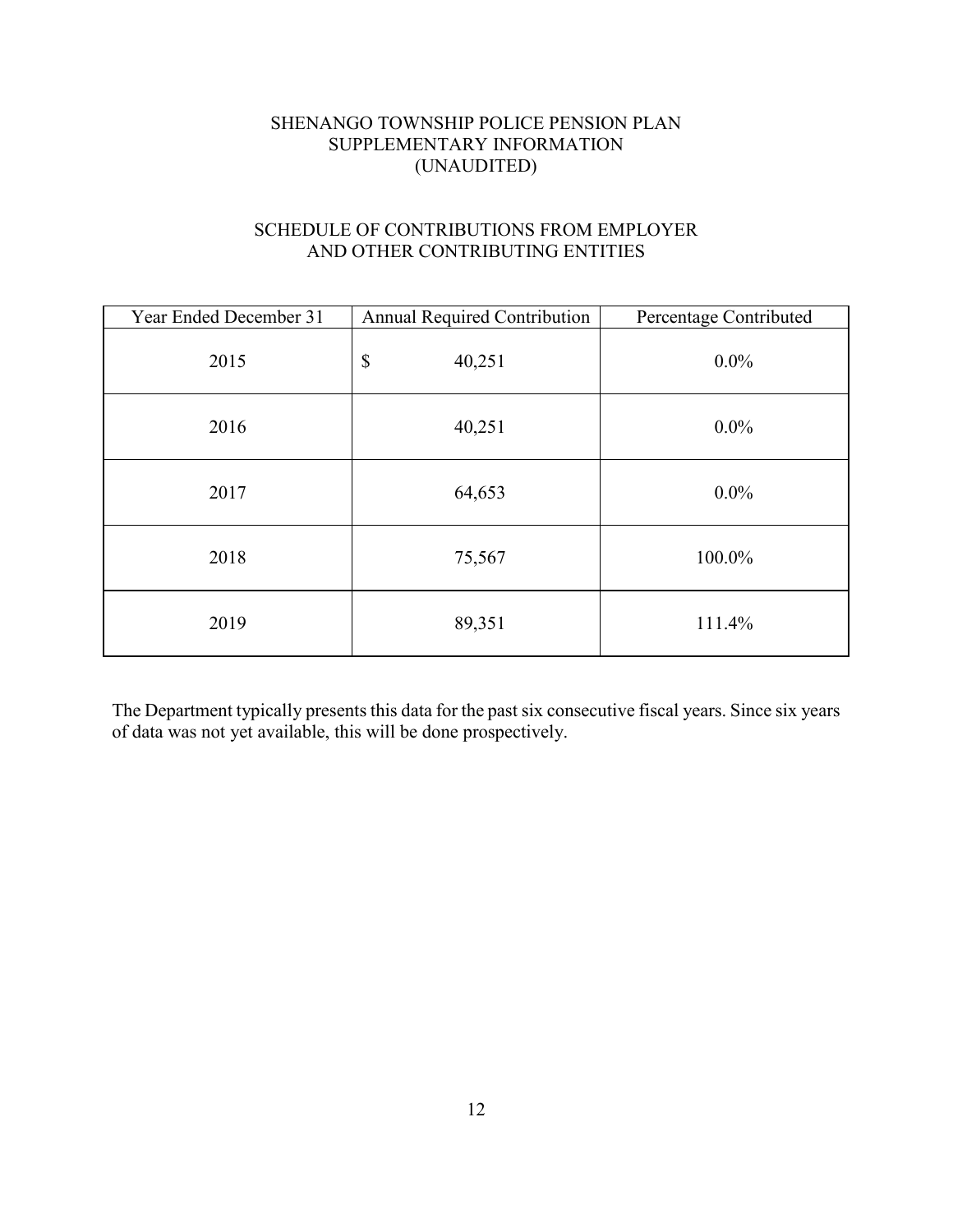# SHENANGO TOWNSHIP POLICE PENSION PLAN
## SUPPLEMENTARY INFORMATION
## (UNAUDITED)

## SCHEDULE OF CONTRIBUTIONS FROM EMPLOYER AND OTHER CONTRIBUTING ENTITIES

| Year Ended December 31 | Annual Required Contribution | Percentage Contributed |
|---|---|---|
| 2015 | $ 40,251 | 0.0% |
| 2016 | 40,251 | 0.0% |
| 2017 | 64,653 | 0.0% |
| 2018 | 75,567 | 100.0% |
| 2019 | 89,351 | 111.4% |

The Department typically presents this data for the past six consecutive fiscal years. Since six years of data was not yet available, this will be done prospectively.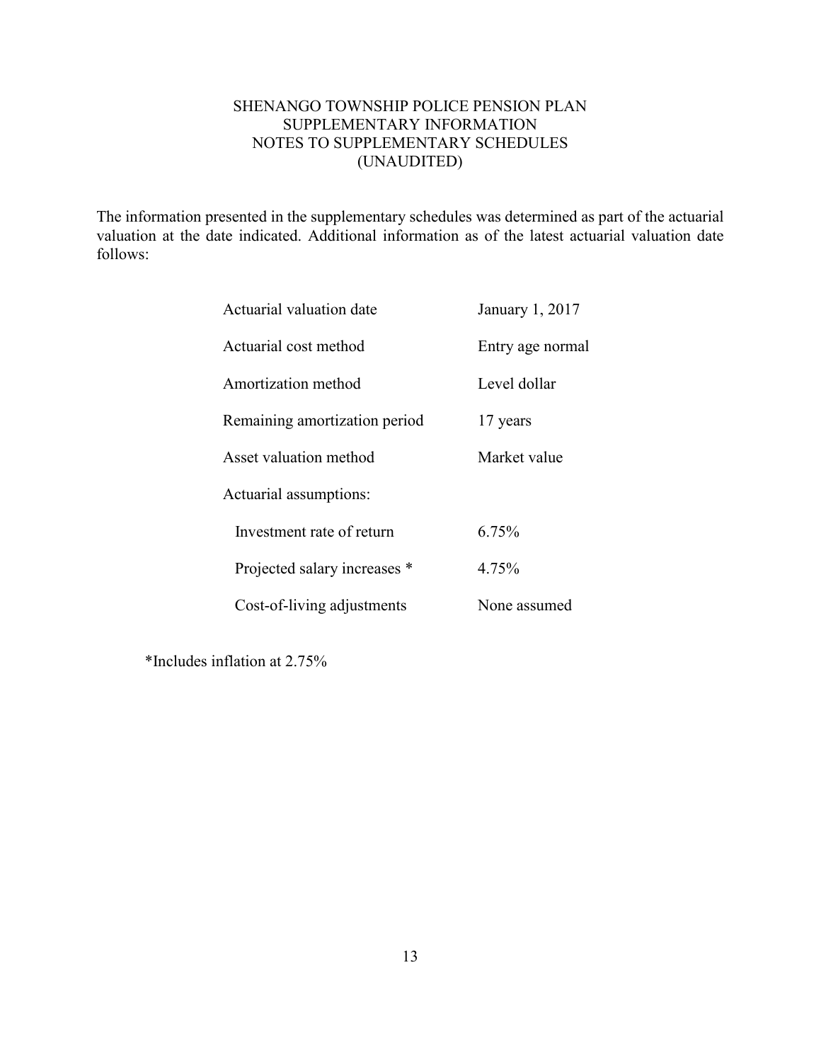# SHENANGO TOWNSHIP POLICE PENSION PLAN
## SUPPLEMENTARY INFORMATION
## NOTES TO SUPPLEMENTARY SCHEDULES
## (UNAUDITED)

The information presented in the supplementary schedules was determined as part of the actuarial valuation at the date indicated. Additional information as of the latest actuarial valuation date follows:

| | |
|---|---|
| Actuarial valuation date | January 1, 2017 |
| Actuarial cost method | Entry age normal |
| Amortization method | Level dollar |
| Remaining amortization period | 17 years |
| Asset valuation method | Market value |
| Actuarial assumptions: | |
| Investment rate of return | 6.75% |
| Projected salary increases * | 4.75% |
| Cost-of-living adjustments | None assumed |

*Includes inflation at 2.75%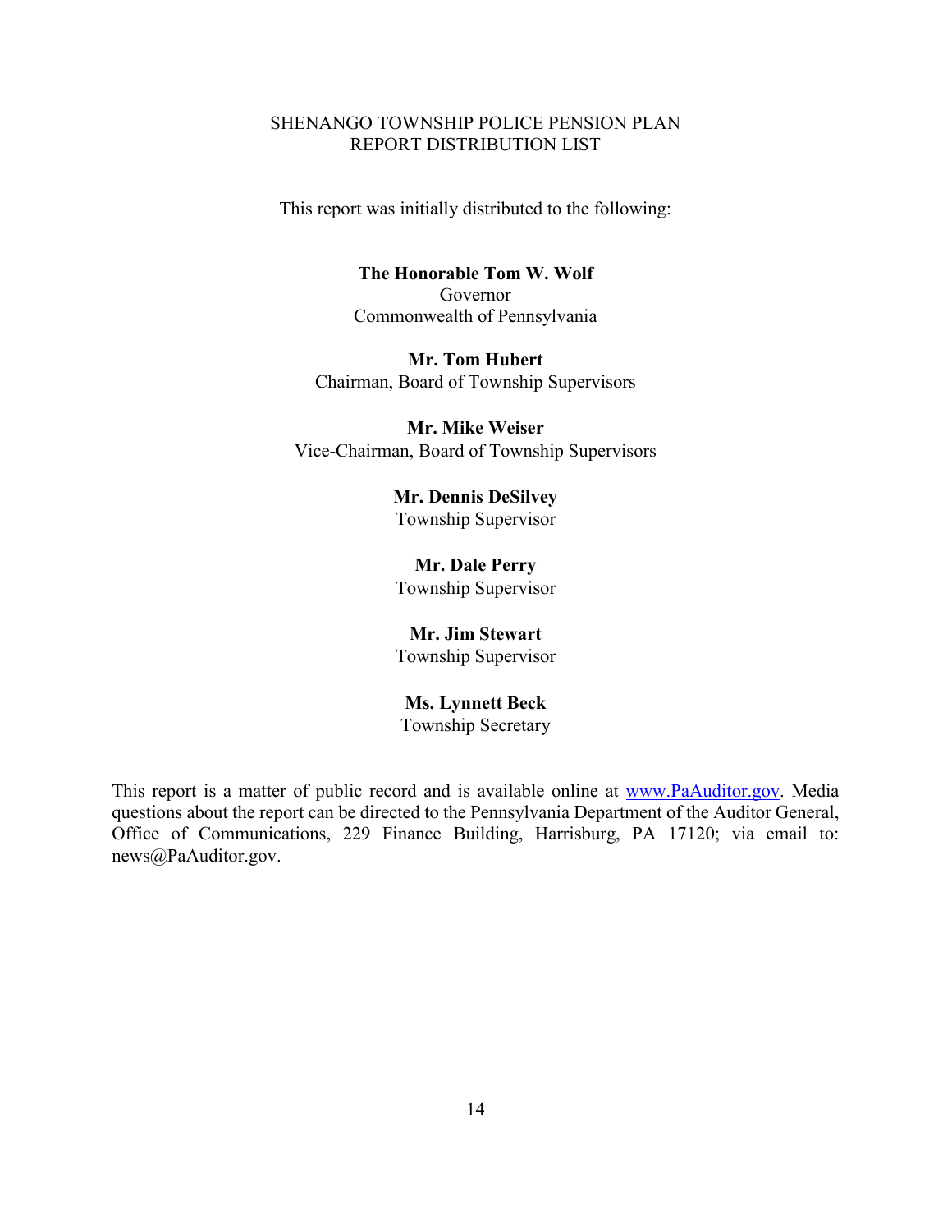# SHENANGO TOWNSHIP POLICE PENSION PLAN
# REPORT DISTRIBUTION LIST

This report was initially distributed to the following:

**The Honorable Tom W. Wolf**
Governor
Commonwealth of Pennsylvania

**Mr. Tom Hubert**
Chairman, Board of Township Supervisors

**Mr. Mike Weiser**
Vice-Chairman, Board of Township Supervisors

**Mr. Dennis DeSilvey**
Township Supervisor

**Mr. Dale Perry**
Township Supervisor

**Mr. Jim Stewart**
Township Supervisor

**Ms. Lynnett Beck**
Township Secretary

This report is a matter of public record and is available online at [www.PaAuditor.gov](http://www.PaAuditor.gov). Media questions about the report can be directed to the Pennsylvania Department of the Auditor General, Office of Communications, 229 Finance Building, Harrisburg, PA 17120; via email to: news@PaAuditor.gov.